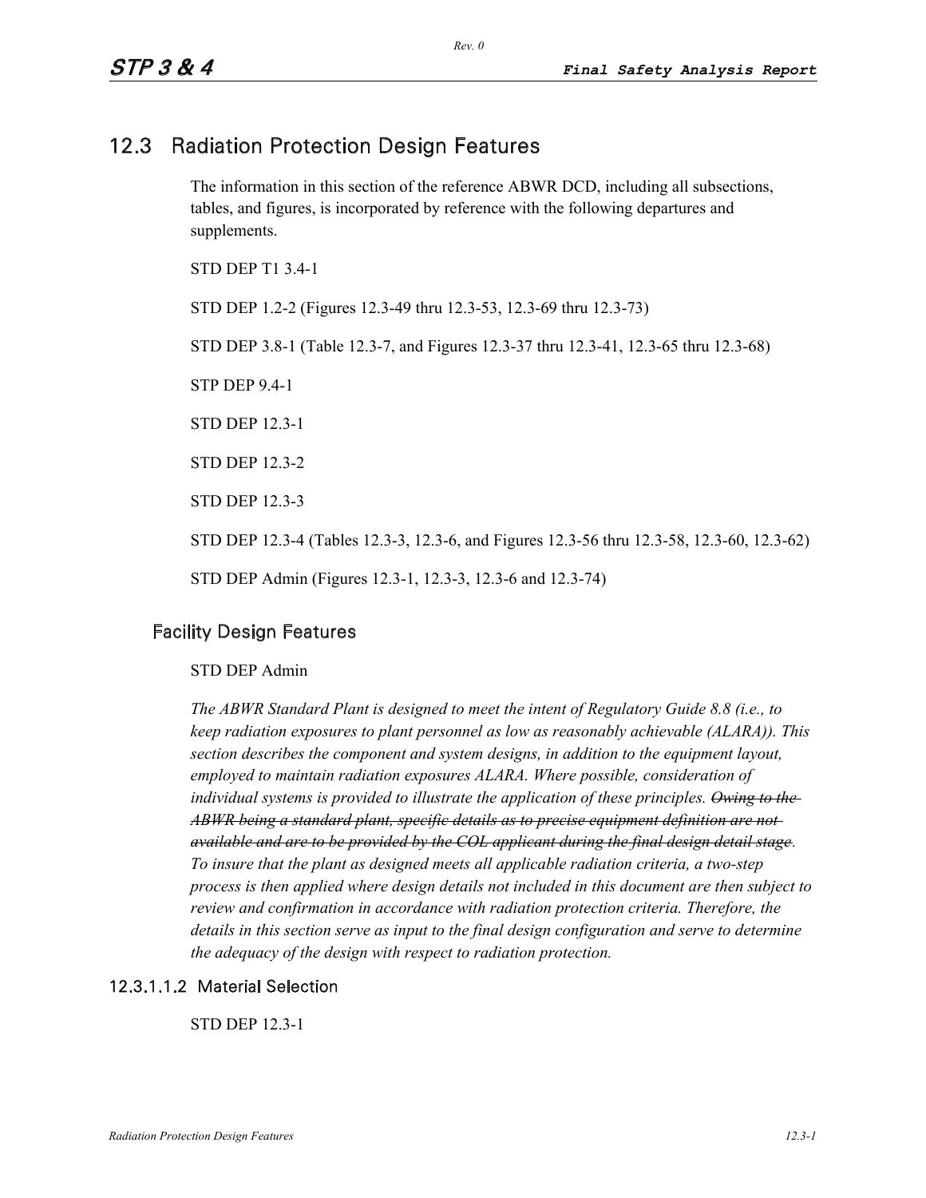# 12.3 Radiation Protection Design Features

The information in this section of the reference ABWR DCD, including all subsections, tables, and figures, is incorporated by reference with the following departures and supplements.

STD DEP T1 3.4-1

STD DEP 1.2-2 (Figures 12.3-49 thru 12.3-53, 12.3-69 thru 12.3-73)

STD DEP 3.8-1 (Table 12.3-7, and Figures 12.3-37 thru 12.3-41, 12.3-65 thru 12.3-68)

STP DEP 9.4-1

STD DEP 12.3-1

STD DEP 12.3-2

STD DEP 12.3-3

STD DEP 12.3-4 (Tables 12.3-3, 12.3-6, and Figures 12.3-56 thru 12.3-58, 12.3-60, 12.3-62)

STD DEP Admin (Figures 12.3-1, 12.3-3, 12.3-6 and 12.3-74)

## Facility Design Features

STD DEP Admin

*The ABWR Standard Plant is designed to meet the intent of Regulatory Guide 8.8 (i.e., to keep radiation exposures to plant personnel as low as reasonably achievable (ALARA)). This section describes the component and system designs, in addition to the equipment layout, employed to maintain radiation exposures ALARA. Where possible, consideration of individual systems is provided to illustrate the application of these principles. ~~Owing to the ABWR being a standard plant, specific details as to precise equipment definition are not available and are to be provided by the COL applicant during the final design detail stage~~. To insure that the plant as designed meets all applicable radiation criteria, a two-step process is then applied where design details not included in this document are then subject to review and confirmation in accordance with radiation protection criteria. Therefore, the details in this section serve as input to the final design configuration and serve to determine the adequacy of the design with respect to radiation protection.*

### 12.3.1.1.2 Material Selection

STD DEP 12.3-1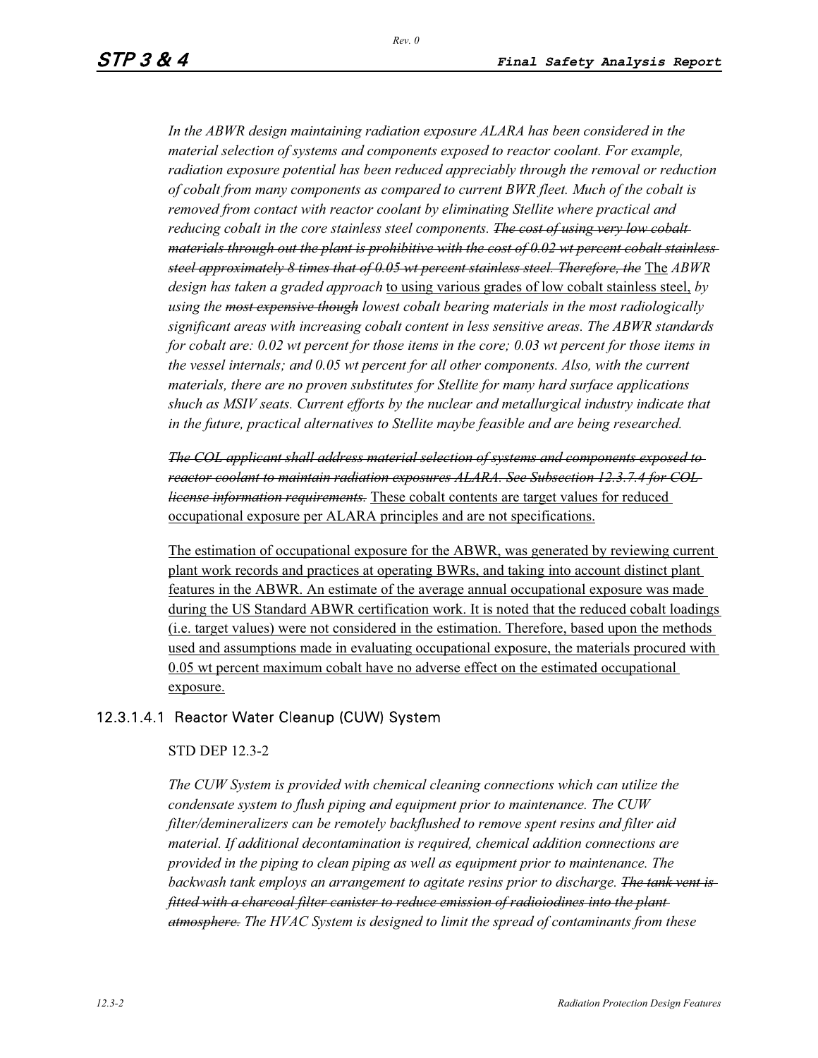*In the ABWR design maintaining radiation exposure ALARA has been considered in the material selection of systems and components exposed to reactor coolant. For example, radiation exposure potential has been reduced appreciably through the removal or reduction of cobalt from many components as compared to current BWR fleet. Much of the cobalt is removed from contact with reactor coolant by eliminating Stellite where practical and reducing cobalt in the core stainless steel components.* ~~*The cost of using very low cobalt materials through out the plant is prohibitive with the cost of 0.02 wt percent cobalt stainless steel approximately 8 times that of 0.05 wt percent stainless steel. Therefore, the*~~ <u>The</u> *ABWR design has taken a graded approach* <u>to using various grades of low cobalt stainless steel,</u> *by using the* ~~*most expensive though*~~ *lowest cobalt bearing materials in the most radiologically significant areas with increasing cobalt content in less sensitive areas. The ABWR standards for cobalt are: 0.02 wt percent for those items in the core; 0.03 wt percent for those items in the vessel internals; and 0.05 wt percent for all other components. Also, with the current materials, there are no proven substitutes for Stellite for many hard surface applications shuch as MSIV seats. Current efforts by the nuclear and metallurgical industry indicate that in the future, practical alternatives to Stellite maybe feasible and are being researched.*

~~*The COL applicant shall address material selection of systems and components exposed to reactor coolant to maintain radiation exposures ALARA. See Subsection 12.3.7.4 for COL license information requirements.*~~ <u>These cobalt contents are target values for reduced occupational exposure per ALARA principles and are not specifications.</u>

<u>The estimation of occupational exposure for the ABWR, was generated by reviewing current plant work records and practices at operating BWRs, and taking into account distinct plant features in the ABWR. An estimate of the average annual occupational exposure was made during the US Standard ABWR certification work. It is noted that the reduced cobalt loadings (i.e. target values) were not considered in the estimation. Therefore, based upon the methods used and assumptions made in evaluating occupational exposure, the materials procured with 0.05 wt percent maximum cobalt have no adverse effect on the estimated occupational exposure.</u>

### 12.3.1.4.1 Reactor Water Cleanup (CUW) System

STD DEP 12.3-2

*The CUW System is provided with chemical cleaning connections which can utilize the condensate system to flush piping and equipment prior to maintenance. The CUW filter/demineralizers can be remotely backflushed to remove spent resins and filter aid material. If additional decontamination is required, chemical addition connections are provided in the piping to clean piping as well as equipment prior to maintenance. The backwash tank employs an arrangement to agitate resins prior to discharge.* ~~*The tank vent is fitted with a charcoal filter canister to reduce emission of radioiodines into the plant atmosphere.*~~ *The HVAC System is designed to limit the spread of contaminants from these*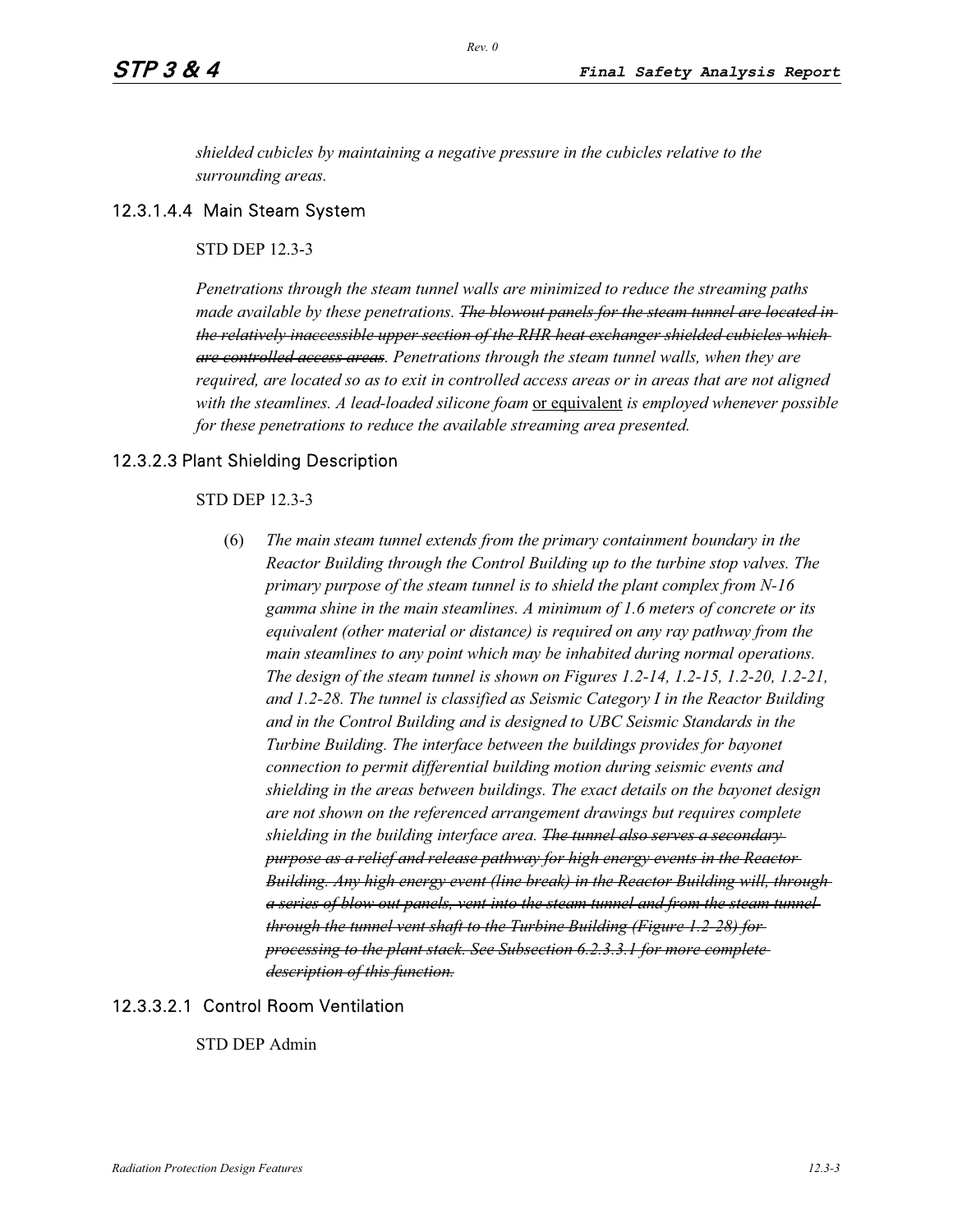*shielded cubicles by maintaining a negative pressure in the cubicles relative to the surrounding areas.*

### 12.3.1.4.4 Main Steam System

STD DEP 12.3-3

*Penetrations through the steam tunnel walls are minimized to reduce the streaming paths made available by these penetrations.* ~~*The blowout panels for the steam tunnel are located in the relatively inaccessible upper section of the RHR heat exchanger shielded cubicles which are controlled access areas*~~*. Penetrations through the steam tunnel walls, when they are required, are located so as to exit in controlled access areas or in areas that are not aligned with the steamlines. A lead-loaded silicone foam* <u>or equivalent</u> *is employed whenever possible for these penetrations to reduce the available streaming area presented.*

### 12.3.2.3 Plant Shielding Description

STD DEP 12.3-3

(6) *The main steam tunnel extends from the primary containment boundary in the Reactor Building through the Control Building up to the turbine stop valves. The primary purpose of the steam tunnel is to shield the plant complex from N-16 gamma shine in the main steamlines. A minimum of 1.6 meters of concrete or its equivalent (other material or distance) is required on any ray pathway from the main steamlines to any point which may be inhabited during normal operations. The design of the steam tunnel is shown on Figures 1.2-14, 1.2-15, 1.2-20, 1.2-21, and 1.2-28. The tunnel is classified as Seismic Category I in the Reactor Building and in the Control Building and is designed to UBC Seismic Standards in the Turbine Building. The interface between the buildings provides for bayonet connection to permit differential building motion during seismic events and shielding in the areas between buildings. The exact details on the bayonet design are not shown on the referenced arrangement drawings but requires complete shielding in the building interface area.* ~~*The tunnel also serves a secondary purpose as a relief and release pathway for high energy events in the Reactor Building. Any high energy event (line break) in the Reactor Building will, through a series of blow-out panels, vent into the steam tunnel and from the steam tunnel through the tunnel vent shaft to the Turbine Building (Figure 1.2-28) for processing to the plant stack. See Subsection 6.2.3.3.1 for more complete description of this function.*~~

### 12.3.3.2.1 Control Room Ventilation

STD DEP Admin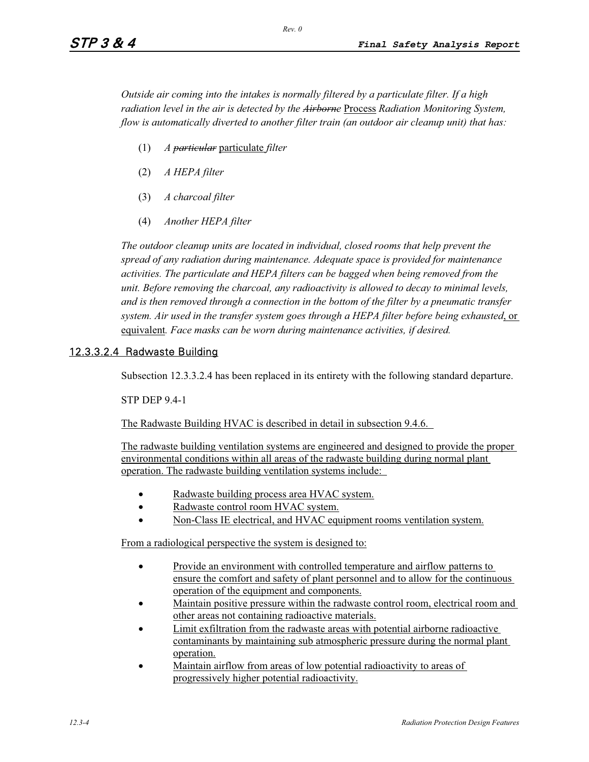*Outside air coming into the intakes is normally filtered by a particulate filter. If a high radiation level in the air is detected by the ~~Airborne~~ Process Radiation Monitoring System, flow is automatically diverted to another filter train (an outdoor air cleanup unit) that has:*

(1) *A ~~particular~~ particulate filter*

(2) *A HEPA filter*

(3) *A charcoal filter*

(4) *Another HEPA filter*

*The outdoor cleanup units are located in individual, closed rooms that help prevent the spread of any radiation during maintenance. Adequate space is provided for maintenance activities. The particulate and HEPA filters can be bagged when being removed from the unit. Before removing the charcoal, any radioactivity is allowed to decay to minimal levels, and is then removed through a connection in the bottom of the filter by a pneumatic transfer system. Air used in the transfer system goes through a HEPA filter before being exhausted*, or equivalent*. Face masks can be worn during maintenance activities, if desired.*

### 12.3.3.2.4 Radwaste Building

Subsection 12.3.3.2.4 has been replaced in its entirety with the following standard departure.

STP DEP 9.4-1

The Radwaste Building HVAC is described in detail in subsection 9.4.6.

The radwaste building ventilation systems are engineered and designed to provide the proper environmental conditions within all areas of the radwaste building during normal plant operation. The radwaste building ventilation systems include:

- Radwaste building process area HVAC system.
- Radwaste control room HVAC system.
- Non-Class IE electrical, and HVAC equipment rooms ventilation system.

From a radiological perspective the system is designed to:

- Provide an environment with controlled temperature and airflow patterns to ensure the comfort and safety of plant personnel and to allow for the continuous operation of the equipment and components.
- Maintain positive pressure within the radwaste control room, electrical room and other areas not containing radioactive materials.
- Limit exfiltration from the radwaste areas with potential airborne radioactive contaminants by maintaining sub atmospheric pressure during the normal plant operation.
- Maintain airflow from areas of low potential radioactivity to areas of progressively higher potential radioactivity.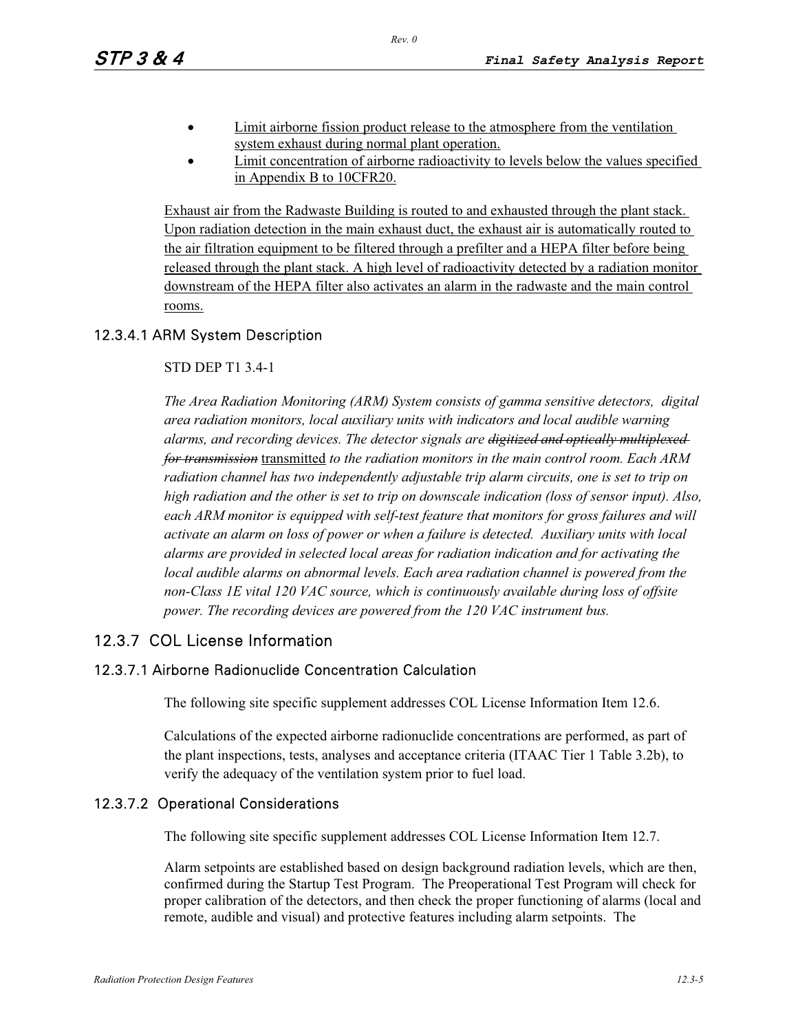- <u>Limit airborne fission product release to the atmosphere from the ventilation system exhaust during normal plant operation.</u>
- <u>Limit concentration of airborne radioactivity to levels below the values specified in Appendix B to 10CFR20.</u>

<u>Exhaust air from the Radwaste Building is routed to and exhausted through the plant stack. Upon radiation detection in the main exhaust duct, the exhaust air is automatically routed to the air filtration equipment to be filtered through a prefilter and a HEPA filter before being released through the plant stack. A high level of radioactivity detected by a radiation monitor downstream of the HEPA filter also activates an alarm in the radwaste and the main control rooms.</u>

#### 12.3.4.1 ARM System Description

STD DEP T1 3.4-1

*The Area Radiation Monitoring (ARM) System consists of gamma sensitive detectors, digital area radiation monitors, local auxiliary units with indicators and local audible warning alarms, and recording devices. The detector signals are ~~digitized and optically multiplexed for transmission~~* <u>transmitted</u> *to the radiation monitors in the main control room. Each ARM radiation channel has two independently adjustable trip alarm circuits, one is set to trip on high radiation and the other is set to trip on downscale indication (loss of sensor input). Also, each ARM monitor is equipped with self-test feature that monitors for gross failures and will activate an alarm on loss of power or when a failure is detected. Auxiliary units with local alarms are provided in selected local areas for radiation indication and for activating the local audible alarms on abnormal levels. Each area radiation channel is powered from the non-Class 1E vital 120 VAC source, which is continuously available during loss of offsite power. The recording devices are powered from the 120 VAC instrument bus.*

### 12.3.7 COL License Information

#### 12.3.7.1 Airborne Radionuclide Concentration Calculation

The following site specific supplement addresses COL License Information Item 12.6.

Calculations of the expected airborne radionuclide concentrations are performed, as part of the plant inspections, tests, analyses and acceptance criteria (ITAAC Tier 1 Table 3.2b), to verify the adequacy of the ventilation system prior to fuel load.

#### 12.3.7.2 Operational Considerations

The following site specific supplement addresses COL License Information Item 12.7.

Alarm setpoints are established based on design background radiation levels, which are then, confirmed during the Startup Test Program. The Preoperational Test Program will check for proper calibration of the detectors, and then check the proper functioning of alarms (local and remote, audible and visual) and protective features including alarm setpoints. The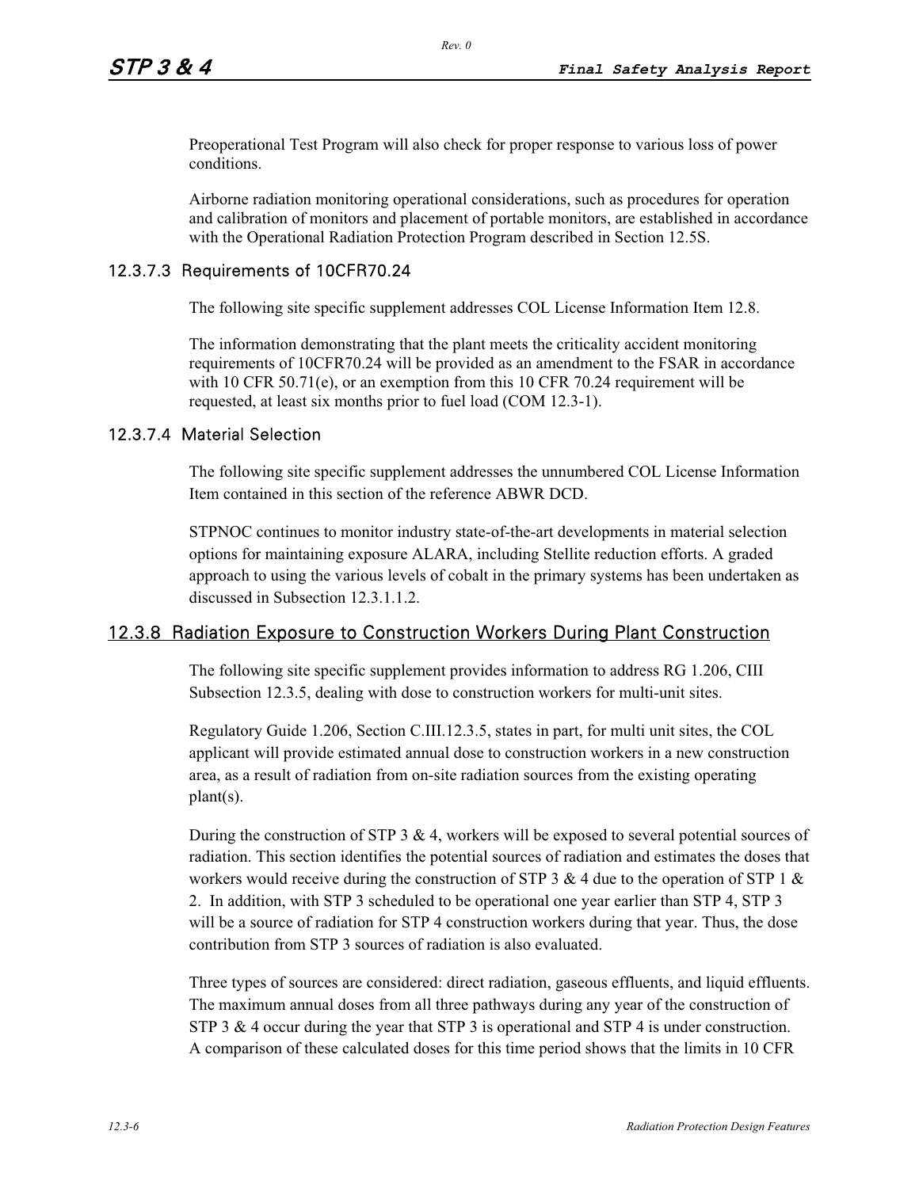Preoperational Test Program will also check for proper response to various loss of power conditions.

Airborne radiation monitoring operational considerations, such as procedures for operation and calibration of monitors and placement of portable monitors, are established in accordance with the Operational Radiation Protection Program described in Section 12.5S.

#### 12.3.7.3 Requirements of 10CFR70.24

The following site specific supplement addresses COL License Information Item 12.8.

The information demonstrating that the plant meets the criticality accident monitoring requirements of 10CFR70.24 will be provided as an amendment to the FSAR in accordance with 10 CFR 50.71(e), or an exemption from this 10 CFR 70.24 requirement will be requested, at least six months prior to fuel load (COM 12.3-1).

#### 12.3.7.4 Material Selection

The following site specific supplement addresses the unnumbered COL License Information Item contained in this section of the reference ABWR DCD.

STPNOC continues to monitor industry state-of-the-art developments in material selection options for maintaining exposure ALARA, including Stellite reduction efforts. A graded approach to using the various levels of cobalt in the primary systems has been undertaken as discussed in Subsection 12.3.1.1.2.

### 12.3.8 Radiation Exposure to Construction Workers During Plant Construction

The following site specific supplement provides information to address RG 1.206, CIII Subsection 12.3.5, dealing with dose to construction workers for multi-unit sites.

Regulatory Guide 1.206, Section C.III.12.3.5, states in part, for multi unit sites, the COL applicant will provide estimated annual dose to construction workers in a new construction area, as a result of radiation from on-site radiation sources from the existing operating plant(s).

During the construction of STP 3 & 4, workers will be exposed to several potential sources of radiation. This section identifies the potential sources of radiation and estimates the doses that workers would receive during the construction of STP 3 & 4 due to the operation of STP 1 & 2. In addition, with STP 3 scheduled to be operational one year earlier than STP 4, STP 3 will be a source of radiation for STP 4 construction workers during that year. Thus, the dose contribution from STP 3 sources of radiation is also evaluated.

Three types of sources are considered: direct radiation, gaseous effluents, and liquid effluents. The maximum annual doses from all three pathways during any year of the construction of STP 3 & 4 occur during the year that STP 3 is operational and STP 4 is under construction. A comparison of these calculated doses for this time period shows that the limits in 10 CFR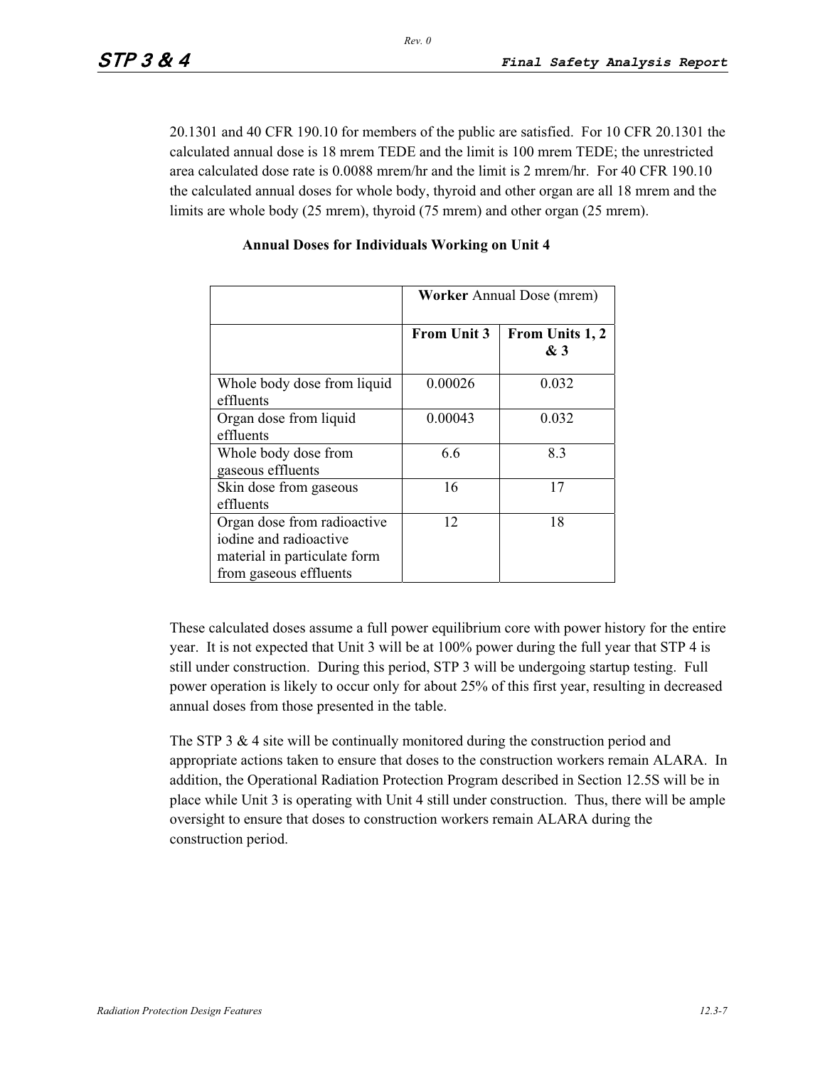20.1301 and 40 CFR 190.10 for members of the public are satisfied. For 10 CFR 20.1301 the calculated annual dose is 18 mrem TEDE and the limit is 100 mrem TEDE; the unrestricted area calculated dose rate is 0.0088 mrem/hr and the limit is 2 mrem/hr. For 40 CFR 190.10 the calculated annual doses for whole body, thyroid and other organ are all 18 mrem and the limits are whole body (25 mrem), thyroid (75 mrem) and other organ (25 mrem).

**Annual Doses for Individuals Working on Unit 4**

| | **Worker** Annual Dose (mrem) | |
|---|---|---|
| | **From Unit 3** | **From Units 1, 2 & 3** |
| Whole body dose from liquid effluents | 0.00026 | 0.032 |
| Organ dose from liquid effluents | 0.00043 | 0.032 |
| Whole body dose from gaseous effluents | 6.6 | 8.3 |
| Skin dose from gaseous effluents | 16 | 17 |
| Organ dose from radioactive iodine and radioactive material in particulate form from gaseous effluents | 12 | 18 |

These calculated doses assume a full power equilibrium core with power history for the entire year. It is not expected that Unit 3 will be at 100% power during the full year that STP 4 is still under construction. During this period, STP 3 will be undergoing startup testing. Full power operation is likely to occur only for about 25% of this first year, resulting in decreased annual doses from those presented in the table.

The STP 3 & 4 site will be continually monitored during the construction period and appropriate actions taken to ensure that doses to the construction workers remain ALARA. In addition, the Operational Radiation Protection Program described in Section 12.5S will be in place while Unit 3 is operating with Unit 4 still under construction. Thus, there will be ample oversight to ensure that doses to construction workers remain ALARA during the construction period.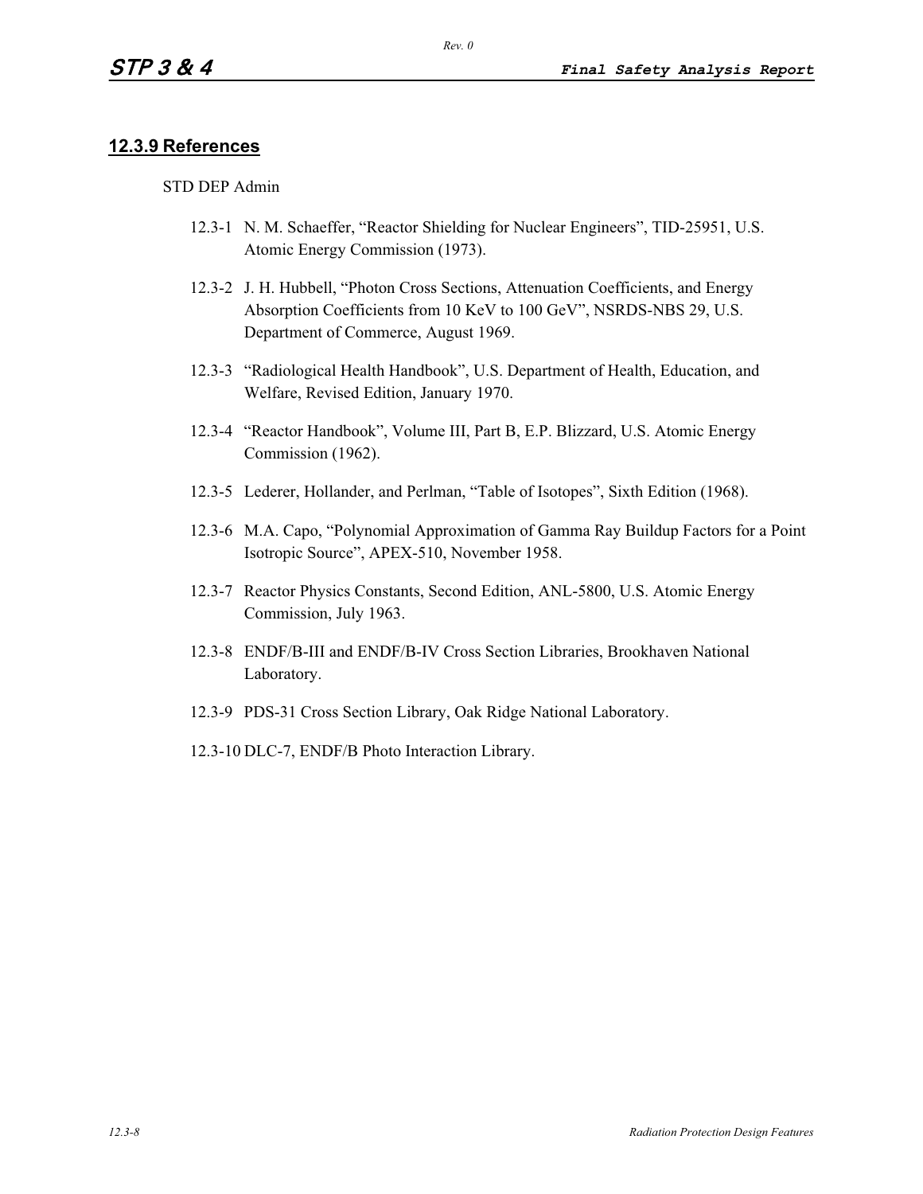### 12.3.9 References

STD DEP Admin

12.3-1 N. M. Schaeffer, “Reactor Shielding for Nuclear Engineers”, TID-25951, U.S. Atomic Energy Commission (1973).

12.3-2 J. H. Hubbell, “Photon Cross Sections, Attenuation Coefficients, and Energy Absorption Coefficients from 10 KeV to 100 GeV”, NSRDS-NBS 29, U.S. Department of Commerce, August 1969.

12.3-3 “Radiological Health Handbook”, U.S. Department of Health, Education, and Welfare, Revised Edition, January 1970.

12.3-4 “Reactor Handbook”, Volume III, Part B, E.P. Blizzard, U.S. Atomic Energy Commission (1962).

12.3-5 Lederer, Hollander, and Perlman, “Table of Isotopes”, Sixth Edition (1968).

12.3-6 M.A. Capo, “Polynomial Approximation of Gamma Ray Buildup Factors for a Point Isotropic Source”, APEX-510, November 1958.

12.3-7 Reactor Physics Constants, Second Edition, ANL-5800, U.S. Atomic Energy Commission, July 1963.

12.3-8 ENDF/B-III and ENDF/B-IV Cross Section Libraries, Brookhaven National Laboratory.

12.3-9 PDS-31 Cross Section Library, Oak Ridge National Laboratory.

12.3-10 DLC-7, ENDF/B Photo Interaction Library.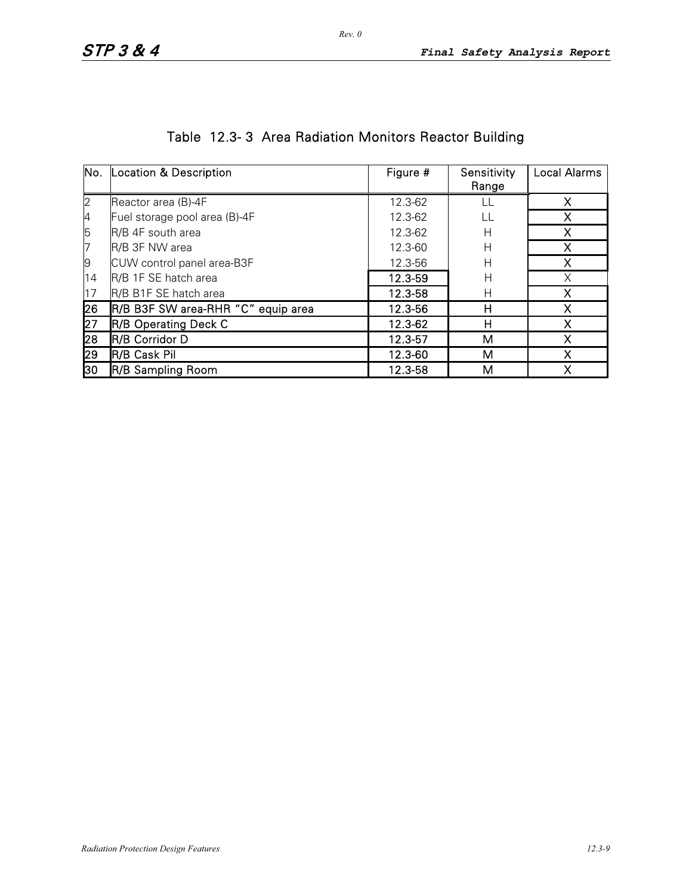## Table 12.3-3 Area Radiation Monitors Reactor Building

| No. | Location & Description | Figure # | Sensitivity Range | Local Alarms |
|---|---|---|---|---|
| 2 | Reactor area (B)-4F | 12.3-62 | LL | X |
| 4 | Fuel storage pool area (B)-4F | 12.3-62 | LL | X |
| 5 | R/B 4F south area | 12.3-62 | H | X |
| 7 | R/B 3F NW area | 12.3-60 | H | X |
| 9 | CUW control panel area-B3F | 12.3-56 | H | X |
| 14 | R/B 1F SE hatch area | 12.3-59 | H | X |
| 17 | R/B B1F SE hatch area | 12.3-58 | H | X |
| 26 | R/B B3F SW area-RHR "C" equip area | 12.3-56 | H | X |
| 27 | R/B Operating Deck C | 12.3-62 | H | X |
| 28 | R/B Corridor D | 12.3-57 | M | X |
| 29 | R/B Cask Pil | 12.3-60 | M | X |
| 30 | R/B Sampling Room | 12.3-58 | M | X |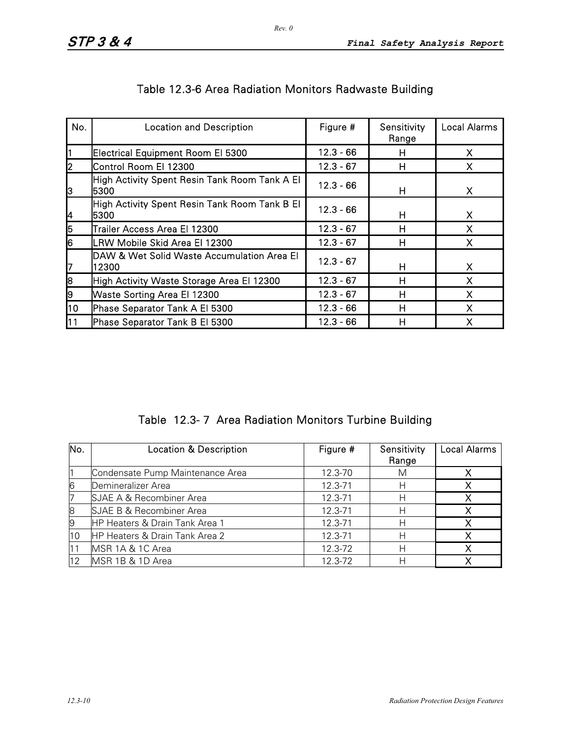## Table 12.3-6 Area Radiation Monitors Radwaste Building

| No. | Location and Description | Figure # | Sensitivity Range | Local Alarms |
|---|---|---|---|---|
| 1 | Electrical Equipment Room El 5300 | 12.3 - 66 | H | X |
| 2 | Control Room El 12300 | 12.3 - 67 | H | X |
| 3 | High Activity Spent Resin Tank Room Tank A El 5300 | 12.3 - 66 | H | X |
| 4 | High Activity Spent Resin Tank Room Tank B El 5300 | 12.3 - 66 | H | X |
| 5 | Trailer Access Area El 12300 | 12.3 - 67 | H | X |
| 6 | LRW Mobile Skid Area El 12300 | 12.3 - 67 | H | X |
| 7 | DAW & Wet Solid Waste Accumulation Area El 12300 | 12.3 - 67 | H | X |
| 8 | High Activity Waste Storage Area El 12300 | 12.3 - 67 | H | X |
| 9 | Waste Sorting Area El 12300 | 12.3 - 67 | H | X |
| 10 | Phase Separator Tank A El 5300 | 12.3 - 66 | H | X |
| 11 | Phase Separator Tank B El 5300 | 12.3 - 66 | H | X |

## Table 12.3- 7 Area Radiation Monitors Turbine Building

| No. | Location & Description | Figure # | Sensitivity Range | Local Alarms |
|---|---|---|---|---|
| 1 | Condensate Pump Maintenance Area | 12.3-70 | M | X |
| 6 | Demineralizer Area | 12.3-71 | H | X |
| 7 | SJAE A & Recombiner Area | 12.3-71 | H | X |
| 8 | SJAE B & Recombiner Area | 12.3-71 | H | X |
| 9 | HP Heaters & Drain Tank Area 1 | 12.3-71 | H | X |
| 10 | HP Heaters & Drain Tank Area 2 | 12.3-71 | H | X |
| 11 | MSR 1A & 1C Area | 12.3-72 | H | X |
| 12 | MSR 1B & 1D Area | 12.3-72 | H | X |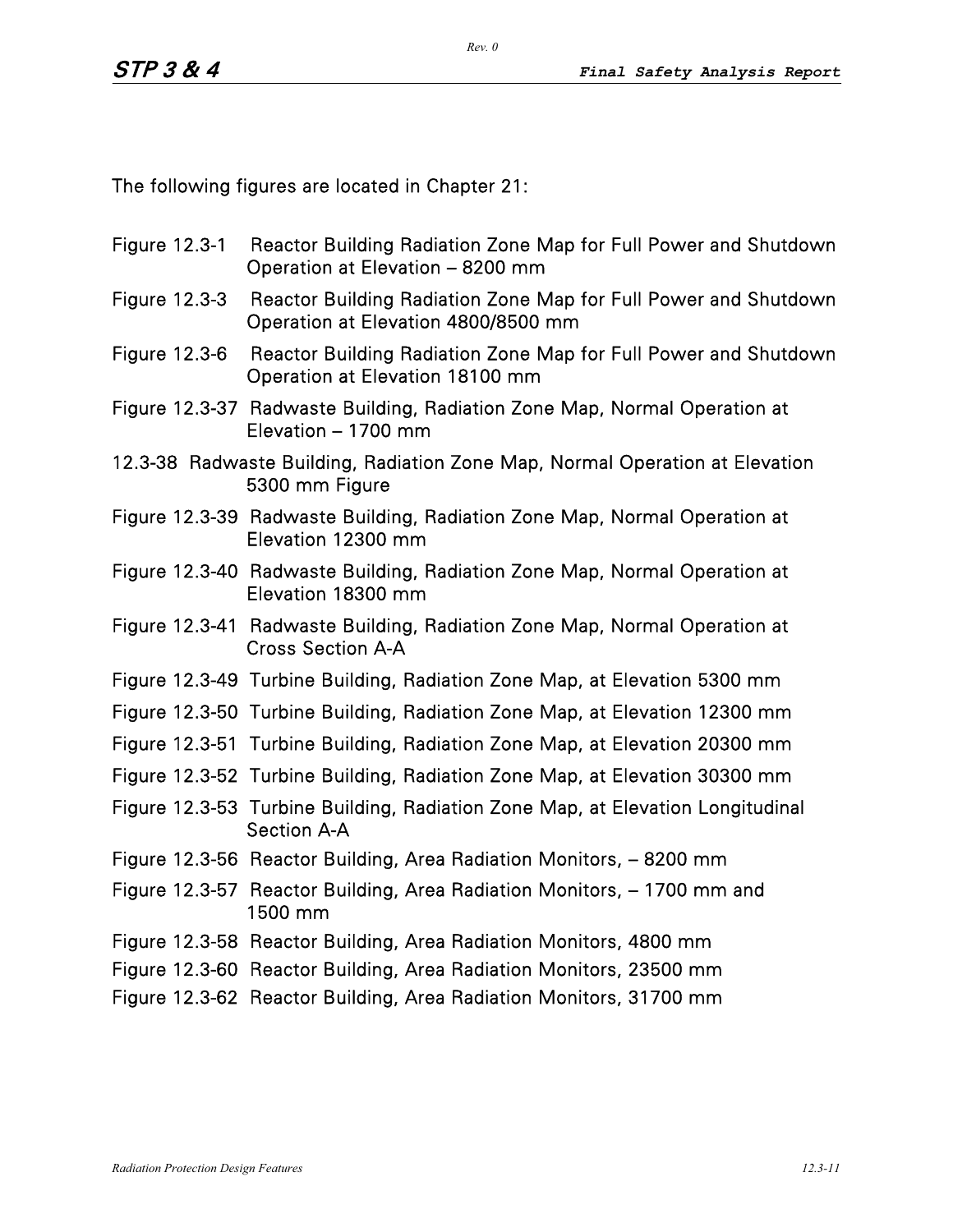The following figures are located in Chapter 21:

Figure 12.3-1 Reactor Building Radiation Zone Map for Full Power and Shutdown Operation at Elevation – 8200 mm

Figure 12.3-3 Reactor Building Radiation Zone Map for Full Power and Shutdown Operation at Elevation 4800/8500 mm

Figure 12.3-6 Reactor Building Radiation Zone Map for Full Power and Shutdown Operation at Elevation 18100 mm

Figure 12.3-37 Radwaste Building, Radiation Zone Map, Normal Operation at Elevation – 1700 mm

12.3-38 Radwaste Building, Radiation Zone Map, Normal Operation at Elevation 5300 mm Figure

Figure 12.3-39 Radwaste Building, Radiation Zone Map, Normal Operation at Elevation 12300 mm

Figure 12.3-40 Radwaste Building, Radiation Zone Map, Normal Operation at Elevation 18300 mm

Figure 12.3-41 Radwaste Building, Radiation Zone Map, Normal Operation at Cross Section A-A

Figure 12.3-49 Turbine Building, Radiation Zone Map, at Elevation 5300 mm

Figure 12.3-50 Turbine Building, Radiation Zone Map, at Elevation 12300 mm

Figure 12.3-51 Turbine Building, Radiation Zone Map, at Elevation 20300 mm

Figure 12.3-52 Turbine Building, Radiation Zone Map, at Elevation 30300 mm

Figure 12.3-53 Turbine Building, Radiation Zone Map, at Elevation Longitudinal Section A-A

Figure 12.3-56 Reactor Building, Area Radiation Monitors, – 8200 mm

Figure 12.3-57 Reactor Building, Area Radiation Monitors, – 1700 mm and 1500 mm

Figure 12.3-58 Reactor Building, Area Radiation Monitors, 4800 mm

Figure 12.3-60 Reactor Building, Area Radiation Monitors, 23500 mm

Figure 12.3-62 Reactor Building, Area Radiation Monitors, 31700 mm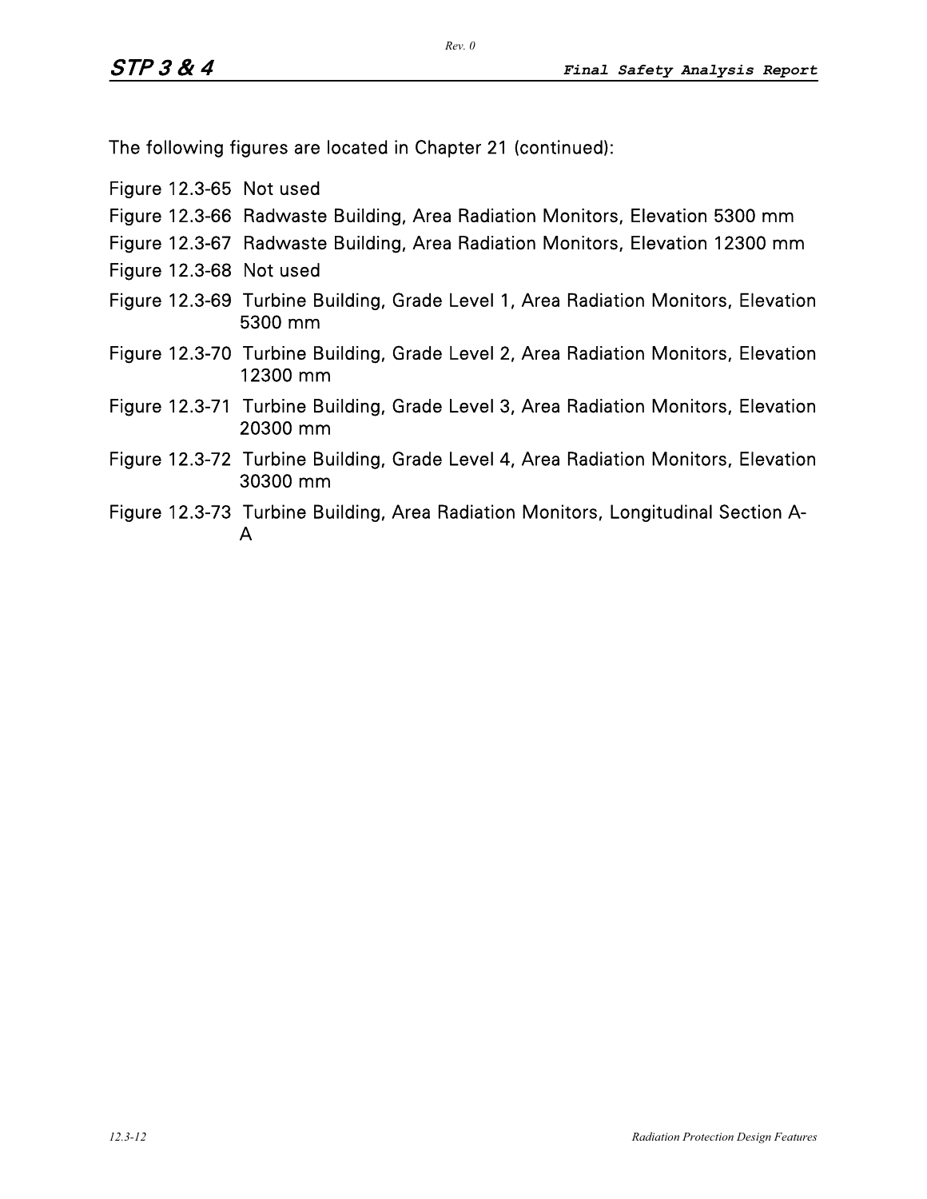The following figures are located in Chapter 21 (continued):

Figure 12.3-65  Not used

Figure 12.3-66  Radwaste Building, Area Radiation Monitors, Elevation 5300 mm

Figure 12.3-67  Radwaste Building, Area Radiation Monitors, Elevation 12300 mm

Figure 12.3-68  Not used

Figure 12.3-69  Turbine Building, Grade Level 1, Area Radiation Monitors, Elevation 5300 mm

Figure 12.3-70  Turbine Building, Grade Level 2, Area Radiation Monitors, Elevation 12300 mm

Figure 12.3-71  Turbine Building, Grade Level 3, Area Radiation Monitors, Elevation 20300 mm

Figure 12.3-72  Turbine Building, Grade Level 4, Area Radiation Monitors, Elevation 30300 mm

Figure 12.3-73  Turbine Building, Area Radiation Monitors, Longitudinal Section A-A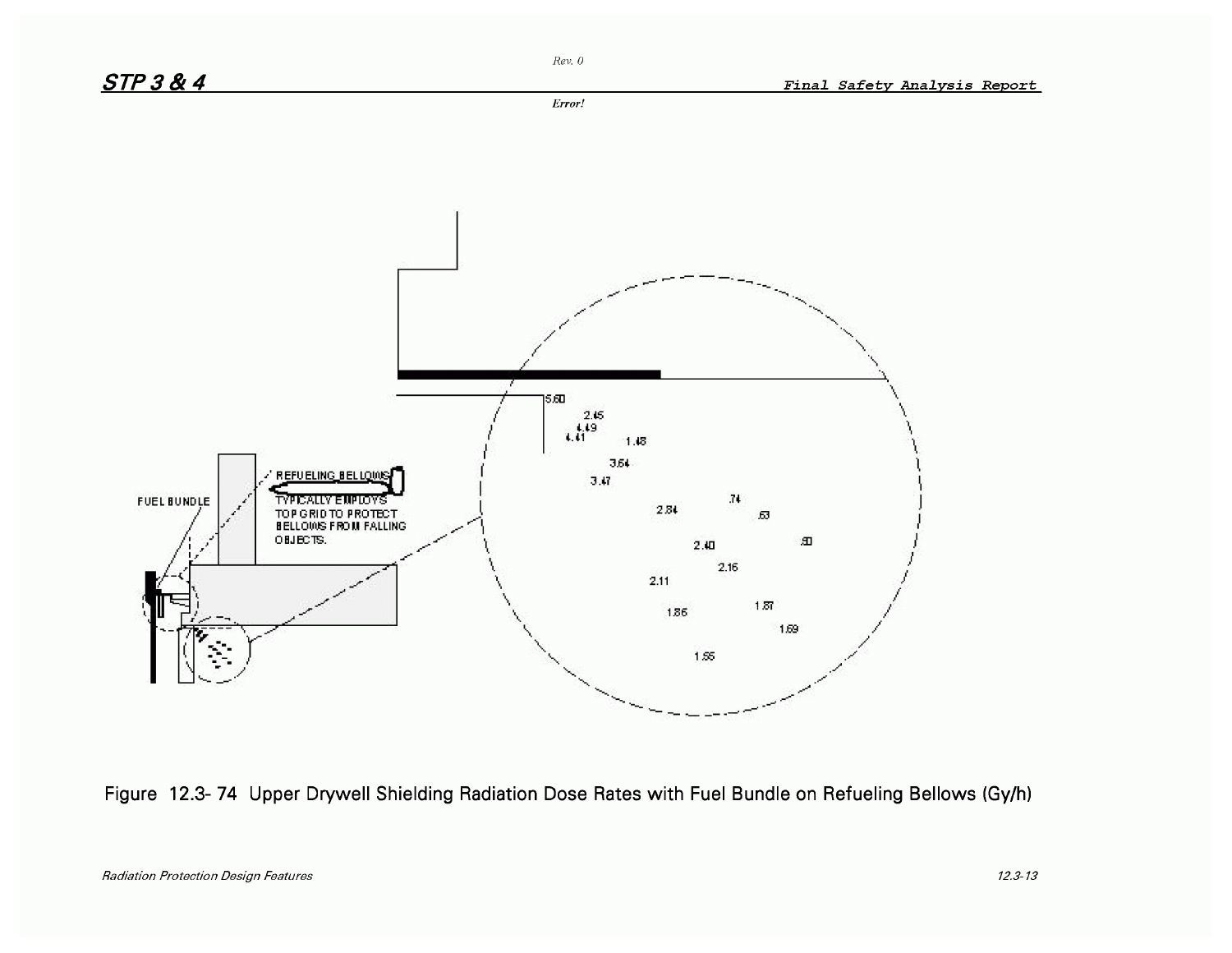REFUELING BELLOWS

FUEL BUNDLE

TYPICALLY EMPLOYS TOP GRID TO PROTECT BELLOWS FROM FALLING OBJECTS.

5.60
2.45
4.49
4.41
1.48
3.64
3.47
2.84
.74
.63
2.40
.90
2.16
2.11
1.86
1.87
1.69
1.55

Figure 12.3- 74 Upper Drywell Shielding Radiation Dose Rates with Fuel Bundle on Refueling Bellows (Gy/h)